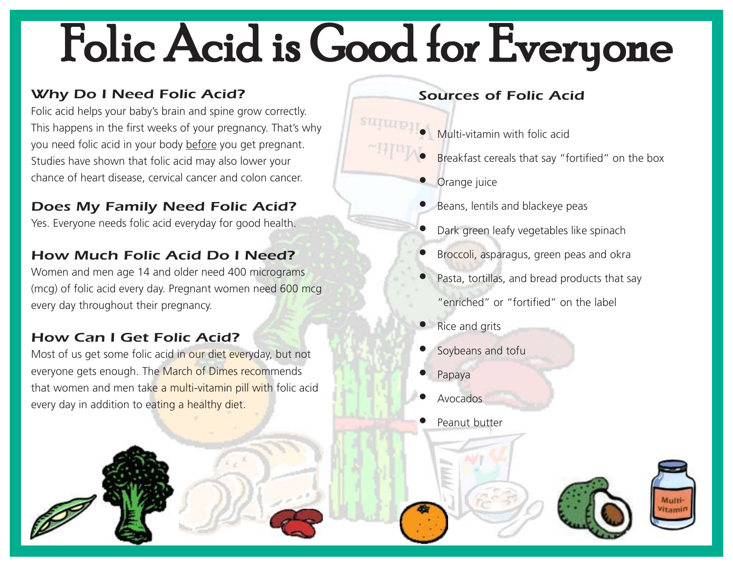# Folic Acid is Good for Everyone

### *Why Do I Need Folic Acid?*

Folic acid helps your baby's brain and spine grow correctly. This happens in the first weeks of your pregnancy. That's why you need folic acid in your body before you get pregnant. Studies have shown that folic acid may also lower your chance of heart disease, cervical cancer and colon cancer.

### *Does My Family Need Folic Acid?*

Yes. Everyone needs folic acid everyday for good health.

### *How Much Folic Acid Do I Need?*

Women and men age 14 and older need 400 micrograms (mcg) of folic acid every day. Pregnant women need 600 mcg every day throughout their pregnancy.

### *How Can I Get Folic Acid?*

Most of us get some folic acid in our diet everyday, but not everyone gets enough. The March of Dimes recommends that women and men take a multi-vitamin pill with folic acid every day in addition to eating a healthy diet.

### *Sources of Folic Acid*

- Multi-vitamin with folic acid
- Breakfast cereals that say "fortified" on the box
- Orange juice
- Beans, lentils and blackeye peas
- Dark green leafy vegetables like spinach
- Broccoli, asparagus, green peas and okra
- Pasta, tortillas, and bread products that say "enriched" or "fortified" on the label
- Rice and grits
- Soybeans and tofu
- Papaya
- Avocados
- Peanut butter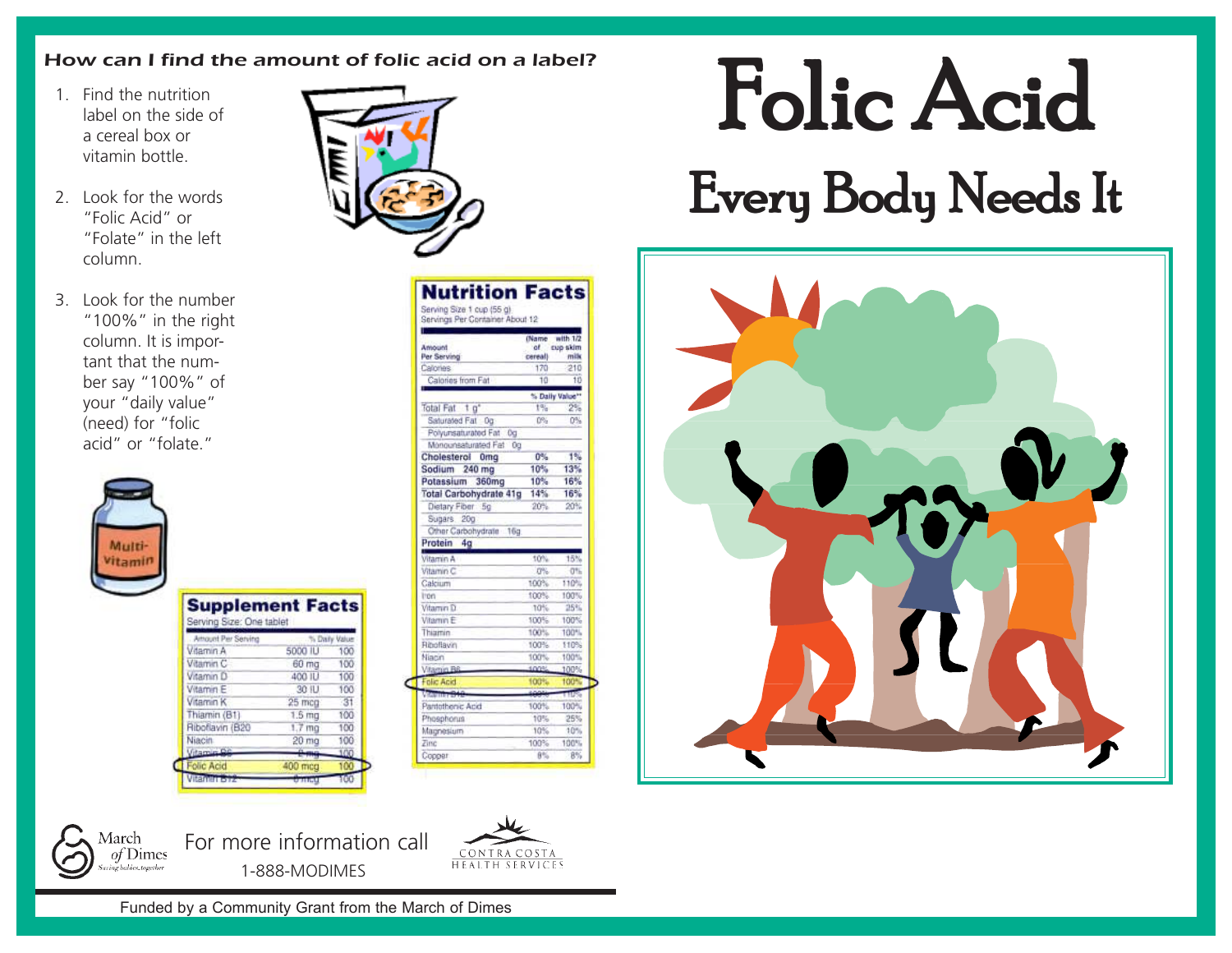*How can I find the amount of folic acid on a label?*

1. Find the nutrition label on the side of a cereal box or vitamin bottle.
2. Look for the words "Folic Acid" or "Folate" in the left column.
3. Look for the number "100%" in the right column. It is important that the number say "100%" of your "daily value" (need) for "folic acid" or "folate."

Multi-Vitamin

**Supplement Facts**
Serving Size: One tablet

| Amount Per Serving | | % Daily Value |
|---|---|---|
| Vitamin A | 5000 IU | 100 |
| Vitamin C | 60 mg | 100 |
| Vitamin D | 400 IU | 100 |
| Vitamin E | 30 IU | 100 |
| Vitamin K | 25 mcg | 31 |
| Thiamin (B1) | 1.5 mg | 100 |
| Riboflavin (B20 | 1.7 mg | 100 |
| Niacin | 20 mg | 100 |
| Vitamin B6 | 2 mg | 100 |
| Folic Acid | 400 mcg | 100 |
| Vitamin B12 | 6 mcg | 100 |

**Nutrition Facts**
Serving Size 1 cup (55 g)
Servings Per Container About 12

| Amount Per Serving | (Name of cereal) | with 1/2 cup skim milk |
|---|---|---|
| Calories | 170 | 210 |
| Calories from Fat | 10 | 10 |
| | % Daily Value** | |
| Total Fat 1 g* | 1% | 2% |
| Saturated Fat 0g | 0% | 0% |
| Polyunsaturated Fat 0g | | |
| Monounsaturated Fat 0g | | |
| **Cholesterol 0mg** | 0% | 1% |
| **Sodium 240 mg** | 10% | 13% |
| **Potassium 360mg** | 10% | 16% |
| **Total Carbohydrate 41g** | 14% | 16% |
| Dietary Fiber 5g | 20% | 20% |
| Sugars 20g | | |
| Other Carbohydrate 16g | | |
| **Protein 4g** | | |
| Vitamin A | 10% | 15% |
| Vitamin C | 0% | 0% |
| Calcium | 100% | 110% |
| Iron | 100% | 100% |
| Vitamin D | 10% | 25% |
| Vitamin E | 100% | 100% |
| Thiamin | 100% | 100% |
| Riboflavin | 100% | 110% |
| Niacin | 100% | 100% |
| Vitamin B6 | 100% | 100% |
| Folic Acid | 100% | 100% |
| Vitamin B12 | 100% | 110% |
| Pantothenic Acid | 100% | 100% |
| Phosphorus | 10% | 25% |
| Magnesium | 10% | 10% |
| Zinc | 100% | 100% |
| Copper | 8% | 8% |

# Folic Acid

## Every Body Needs It

March of Dimes — Saving babies, together

For more information call
1-888-MODIMES

CONTRA COSTA HEALTH SERVICES

Funded by a Community Grant from the March of Dimes